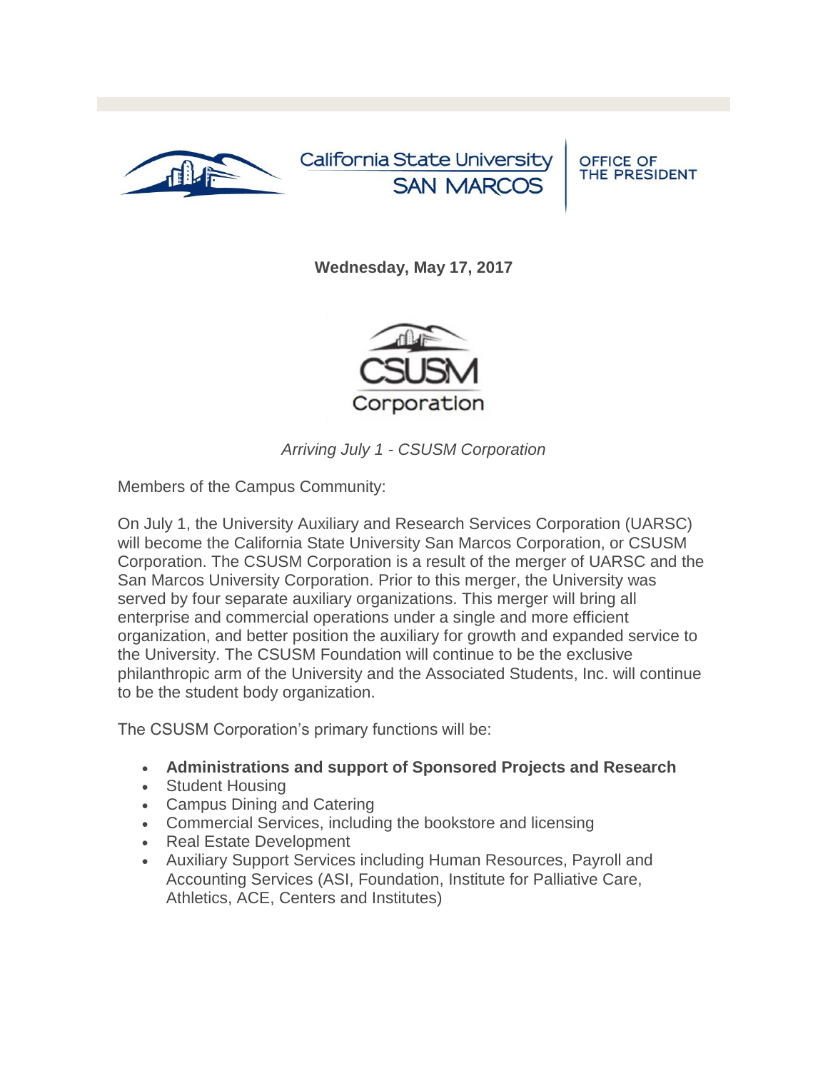California State University SAN MARCOS | OFFICE OF THE PRESIDENT

**Wednesday, May 17, 2017**

CSUSM Corporation

*Arriving July 1 - CSUSM Corporation*

Members of the Campus Community:

On July 1, the University Auxiliary and Research Services Corporation (UARSC) will become the California State University San Marcos Corporation, or CSUSM Corporation. The CSUSM Corporation is a result of the merger of UARSC and the San Marcos University Corporation. Prior to this merger, the University was served by four separate auxiliary organizations. This merger will bring all enterprise and commercial operations under a single and more efficient organization, and better position the auxiliary for growth and expanded service to the University. The CSUSM Foundation will continue to be the exclusive philanthropic arm of the University and the Associated Students, Inc. will continue to be the student body organization.

The CSUSM Corporation's primary functions will be:

- **Administrations and support of Sponsored Projects and Research**
- Student Housing
- Campus Dining and Catering
- Commercial Services, including the bookstore and licensing
- Real Estate Development
- Auxiliary Support Services including Human Resources, Payroll and Accounting Services (ASI, Foundation, Institute for Palliative Care, Athletics, ACE, Centers and Institutes)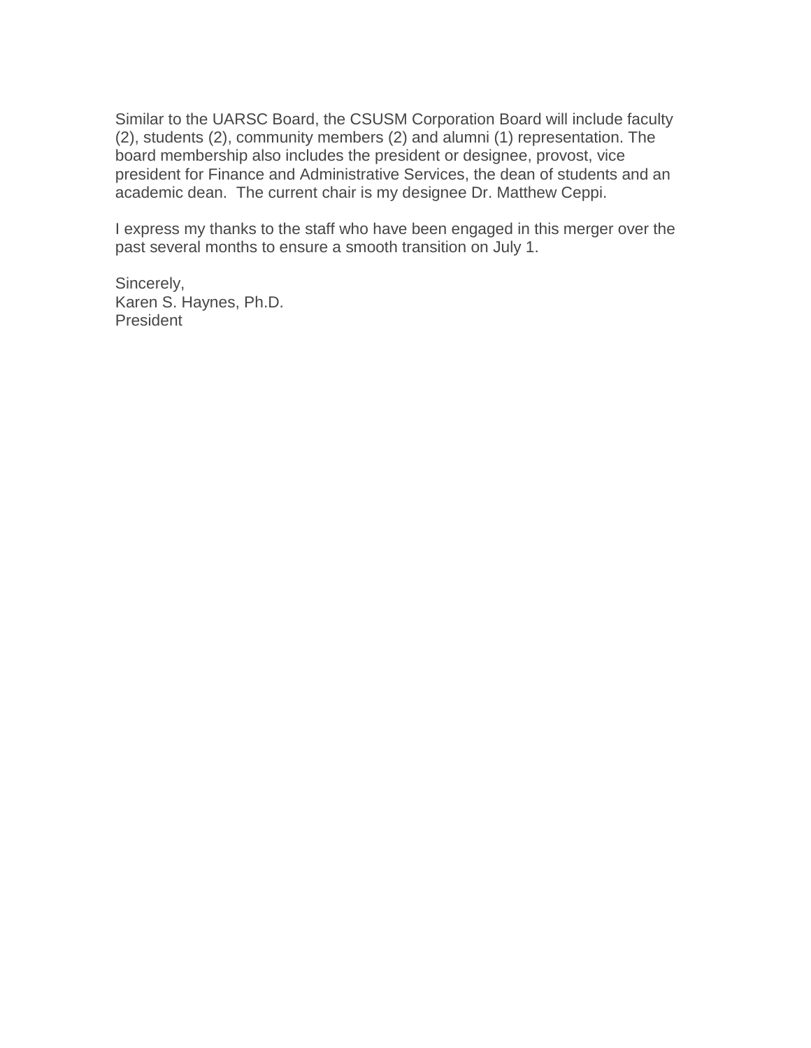Similar to the UARSC Board, the CSUSM Corporation Board will include faculty (2), students (2), community members (2) and alumni (1) representation. The board membership also includes the president or designee, provost, vice president for Finance and Administrative Services, the dean of students and an academic dean. The current chair is my designee Dr. Matthew Ceppi.

I express my thanks to the staff who have been engaged in this merger over the past several months to ensure a smooth transition on July 1.

Sincerely,
Karen S. Haynes, Ph.D.
President